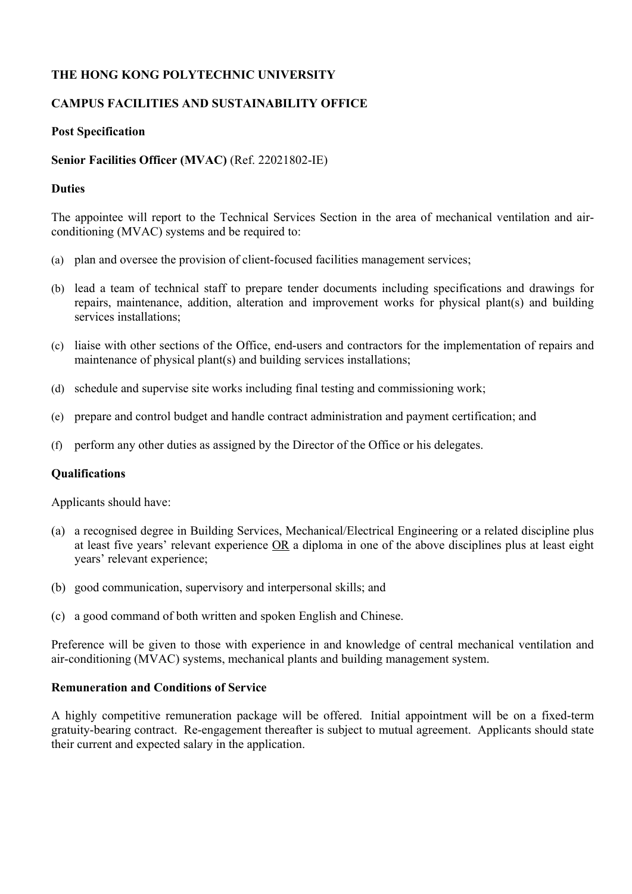**THE HONG KONG POLYTECHNIC UNIVERSITY**

**CAMPUS FACILITIES AND SUSTAINABILITY OFFICE**

**Post Specification**

**Senior Facilities Officer (MVAC)** (Ref. 22021802-IE)

**Duties**

The appointee will report to the Technical Services Section in the area of mechanical ventilation and air-conditioning (MVAC) systems and be required to:

(a) plan and oversee the provision of client-focused facilities management services;

(b) lead a team of technical staff to prepare tender documents including specifications and drawings for repairs, maintenance, addition, alteration and improvement works for physical plant(s) and building services installations;

(c) liaise with other sections of the Office, end-users and contractors for the implementation of repairs and maintenance of physical plant(s) and building services installations;

(d) schedule and supervise site works including final testing and commissioning work;

(e) prepare and control budget and handle contract administration and payment certification; and

(f) perform any other duties as assigned by the Director of the Office or his delegates.

**Qualifications**

Applicants should have:

(a) a recognised degree in Building Services, Mechanical/Electrical Engineering or a related discipline plus at least five years' relevant experience <u>OR</u> a diploma in one of the above disciplines plus at least eight years' relevant experience;

(b) good communication, supervisory and interpersonal skills; and

(c) a good command of both written and spoken English and Chinese.

Preference will be given to those with experience in and knowledge of central mechanical ventilation and air-conditioning (MVAC) systems, mechanical plants and building management system.

**Remuneration and Conditions of Service**

A highly competitive remuneration package will be offered. Initial appointment will be on a fixed-term gratuity-bearing contract. Re-engagement thereafter is subject to mutual agreement. Applicants should state their current and expected salary in the application.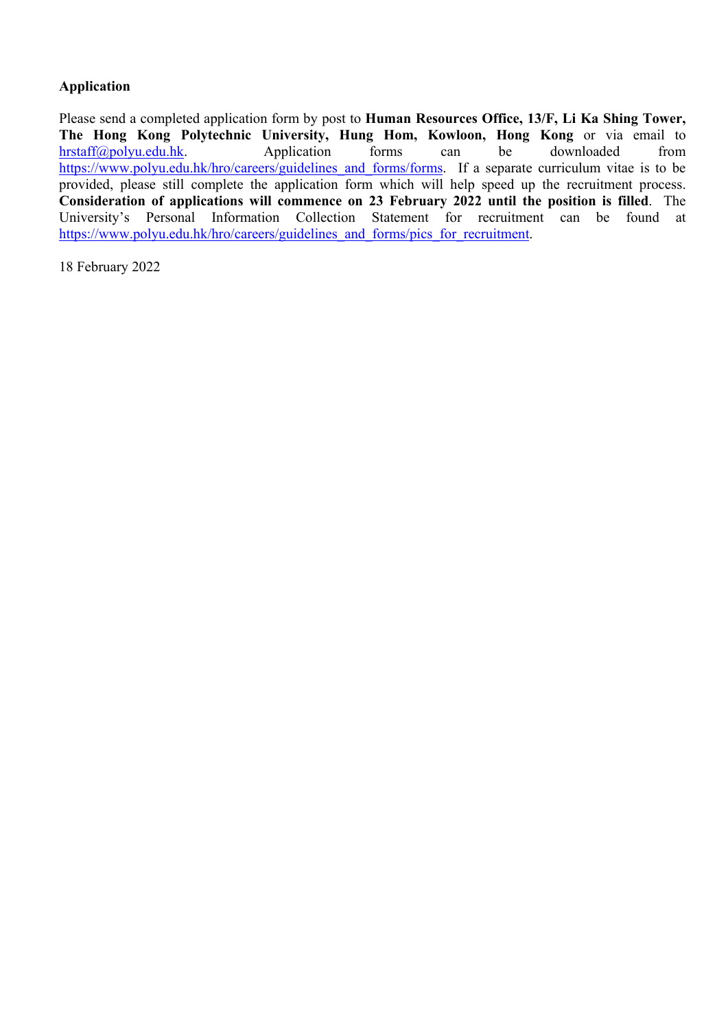**Application**

Please send a completed application form by post to **Human Resources Office, 13/F, Li Ka Shing Tower, The Hong Kong Polytechnic University, Hung Hom, Kowloon, Hong Kong** or via email to hrstaff@polyu.edu.hk. Application forms can be downloaded from https://www.polyu.edu.hk/hro/careers/guidelines_and_forms/forms. If a separate curriculum vitae is to be provided, please still complete the application form which will help speed up the recruitment process. **Consideration of applications will commence on 23 February 2022 until the position is filled**. The University's Personal Information Collection Statement for recruitment can be found at https://www.polyu.edu.hk/hro/careers/guidelines_and_forms/pics_for_recruitment.

18 February 2022